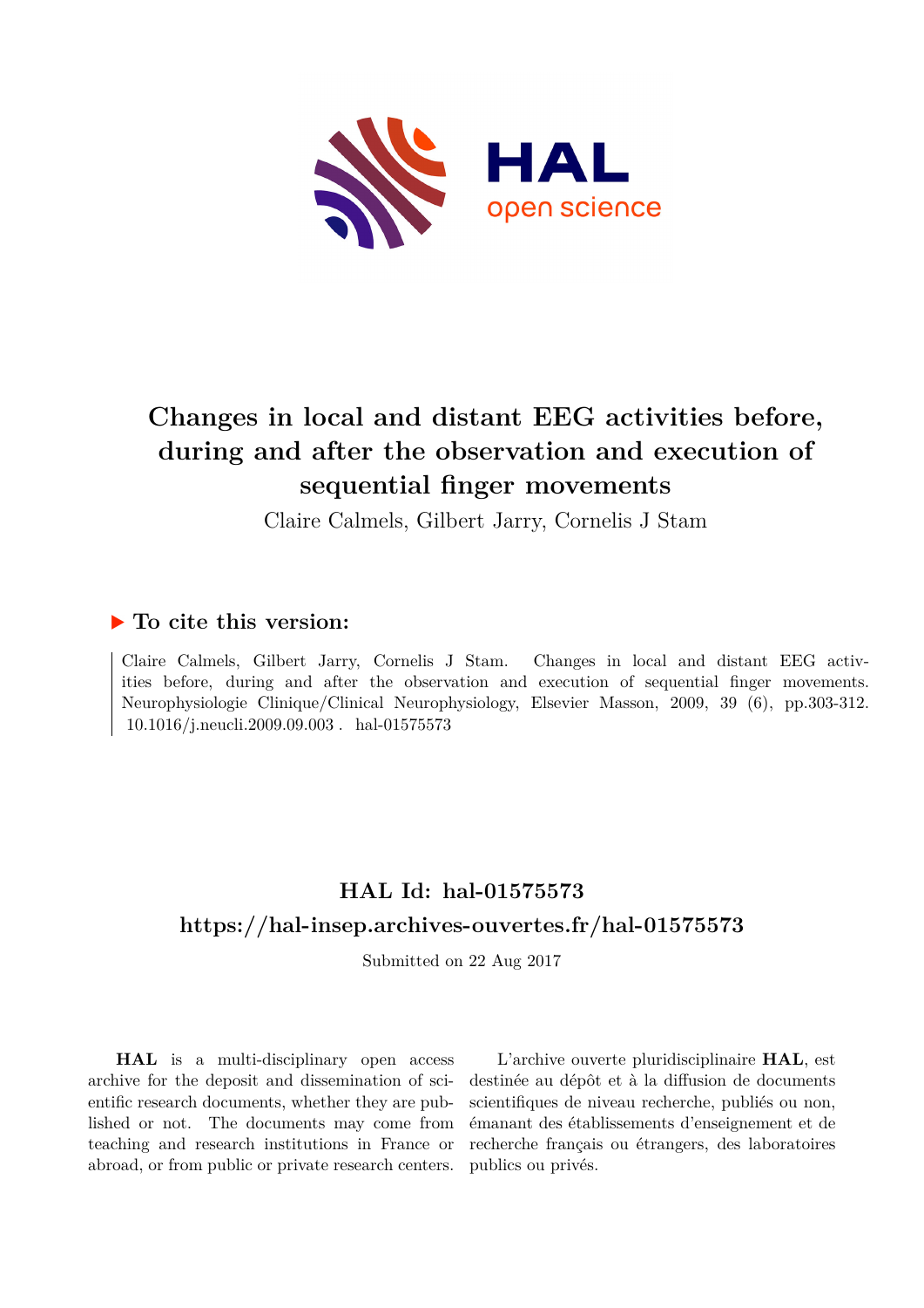# Changes in local and distant EEG activities before, during and after the observation and execution of sequential finger movements

Claire Calmels, Gilbert Jarry, Cornelis J Stam

## ▶ To cite this version:

Claire Calmels, Gilbert Jarry, Cornelis J Stam. Changes in local and distant EEG activities before, during and after the observation and execution of sequential finger movements. Neurophysiologie Clinique/Clinical Neurophysiology, Elsevier Masson, 2009, 39 (6), pp.303-312. 10.1016/j.neucli.2009.09.003 . hal-01575573

## HAL Id: hal-01575573

## https://hal-insep.archives-ouvertes.fr/hal-01575573

Submitted on 22 Aug 2017

**HAL** is a multi-disciplinary open access archive for the deposit and dissemination of scientific research documents, whether they are published or not. The documents may come from teaching and research institutions in France or abroad, or from public or private research centers.

L'archive ouverte pluridisciplinaire **HAL**, est destinée au dépôt et à la diffusion de documents scientifiques de niveau recherche, publiés ou non, émanant des établissements d'enseignement et de recherche français ou étrangers, des laboratoires publics ou privés.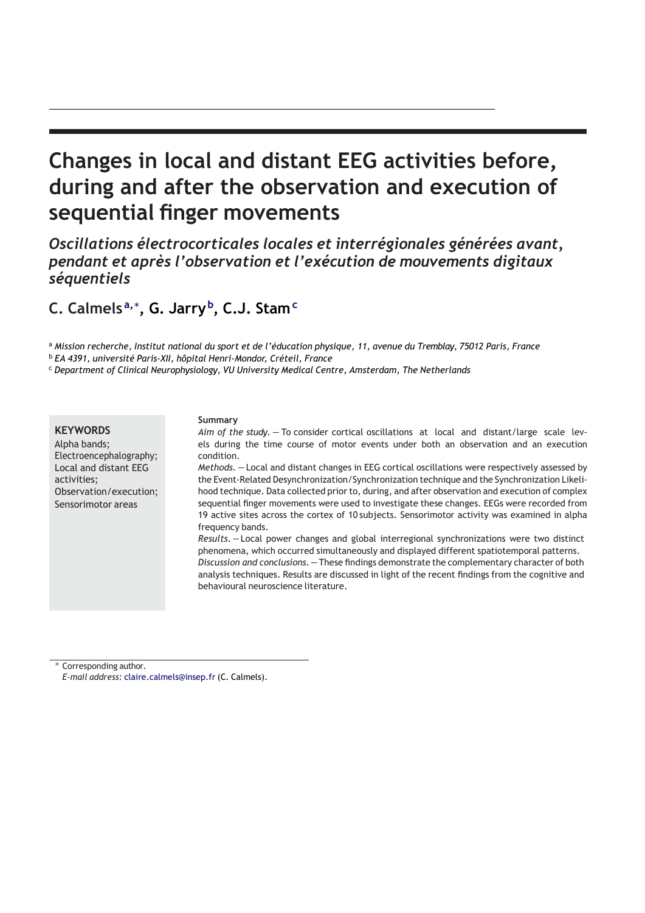# Changes in local and distant EEG activities before, during and after the observation and execution of sequential finger movements

## *Oscillations électrocorticales locales et interrégionales générées avant, pendant et après l'observation et l'exécution de mouvements digitaux séquentiels*

**C. Calmels[a,*], G. Jarry[b], C.J. Stam[c]**

[a] *Mission recherche, Institut national du sport et de l'éducation physique, 11, avenue du Tremblay, 75012 Paris, France*

[b] *EA 4391, université Paris-XII, hôpital Henri-Mondor, Créteil, France*

[c] *Department of Clinical Neurophysiology, VU University Medical Centre, Amsterdam, The Netherlands*

**KEYWORDS**
Alpha bands;
Electroencephalography;
Local and distant EEG activities;
Observation/execution;
Sensorimotor areas

**Summary**

*Aim of the study.* — To consider cortical oscillations at local and distant/large scale levels during the time course of motor events under both an observation and an execution condition.

*Methods.* — Local and distant changes in EEG cortical oscillations were respectively assessed by the Event-Related Desynchronization/Synchronization technique and the Synchronization Likelihood technique. Data collected prior to, during, and after observation and execution of complex sequential finger movements were used to investigate these changes. EEGs were recorded from 19 active sites across the cortex of 10 subjects. Sensorimotor activity was examined in alpha frequency bands.

*Results.* — Local power changes and global interregional synchronizations were two distinct phenomena, which occurred simultaneously and displayed different spatiotemporal patterns.

*Discussion and conclusions.* — These findings demonstrate the complementary character of both analysis techniques. Results are discussed in light of the recent findings from the cognitive and behavioural neuroscience literature.

\* Corresponding author.
*E-mail address:* claire.calmels@insep.fr (C. Calmels).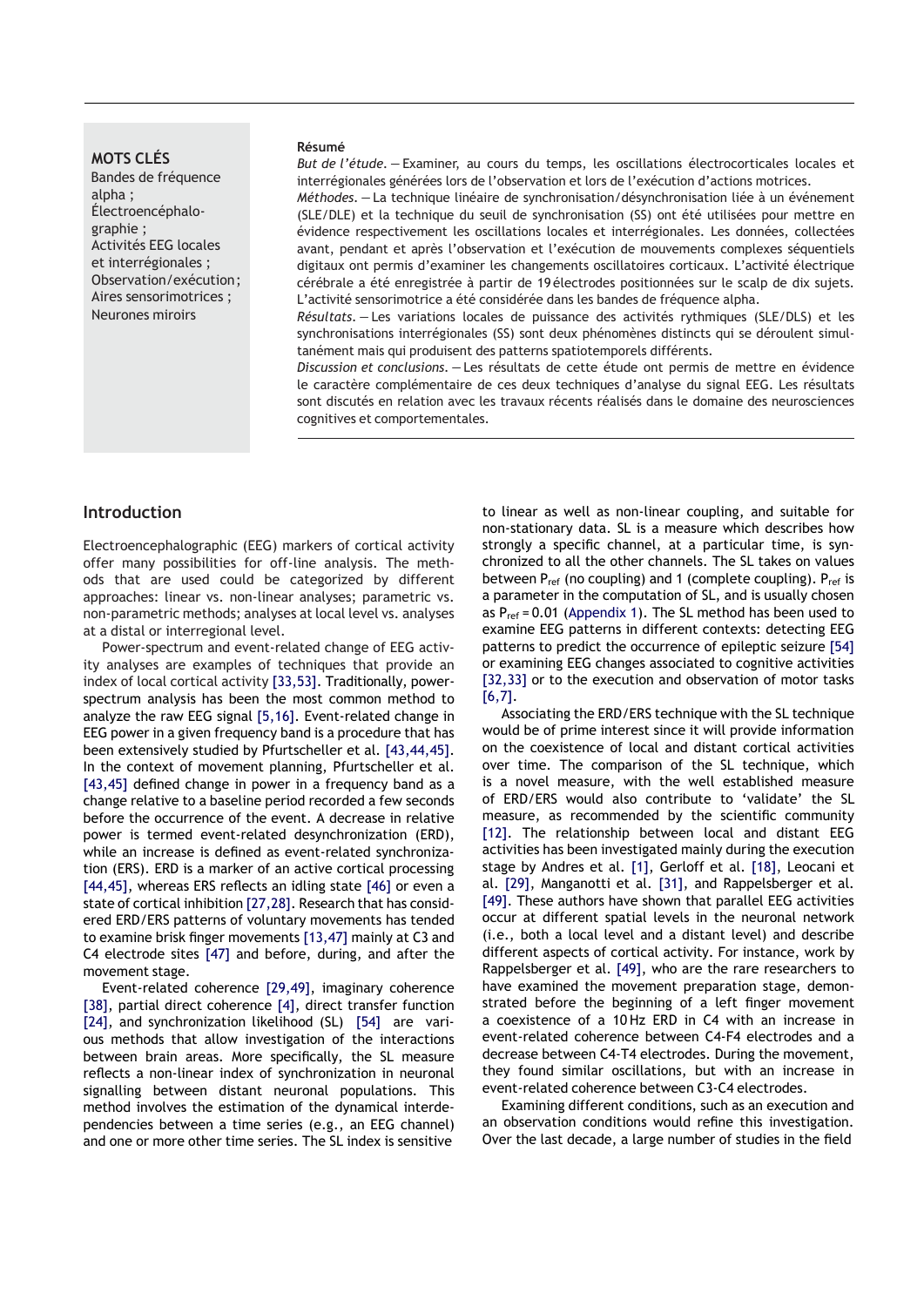**MOTS CLÉS**

Bandes de fréquence alpha ;
Électroencéphalographie ;
Activités EEG locales et interrégionales ;
Observation/exécution ;
Aires sensorimotrices ;
Neurones miroirs

**Résumé**

*But de l'étude.* — Examiner, au cours du temps, les oscillations électrocorticales locales et interrégionales générées lors de l'observation et lors de l'exécution d'actions motrices.

*Méthodes.* — La technique linéaire de synchronisation/désynchronisation liée à un événement (SLE/DLE) et la technique du seuil de synchronisation (SS) ont été utilisées pour mettre en évidence respectivement les oscillations locales et interrégionales. Les données, collectées avant, pendant et après l'observation et l'exécution de mouvements complexes séquentiels digitaux ont permis d'examiner les changements oscillatoires corticaux. L'activité électrique cérébrale a été enregistrée à partir de 19 électrodes positionnées sur le scalp de dix sujets. L'activité sensorimotrice a été considérée dans les bandes de fréquence alpha.

*Résultats.* — Les variations locales de puissance des activités rythmiques (SLE/DLS) et les synchronisations interrégionales (SS) sont deux phénomènes distincts qui se déroulent simultanément mais qui produisent des patterns spatiotemporels différents.

*Discussion et conclusions.* — Les résultats de cette étude ont permis de mettre en évidence le caractère complémentaire de ces deux techniques d'analyse du signal EEG. Les résultats sont discutés en relation avec les travaux récents réalisés dans le domaine des neurosciences cognitives et comportementales.

## Introduction

Electroencephalographic (EEG) markers of cortical activity offer many possibilities for off-line analysis. The methods that are used could be categorized by different approaches: linear vs. non-linear analyses; parametric vs. non-parametric methods; analyses at local level vs. analyses at a distal or interregional level.

Power-spectrum and event-related change of EEG activity analyses are examples of techniques that provide an index of local cortical activity [33,53]. Traditionally, power-spectrum analysis has been the most common method to analyze the raw EEG signal [5,16]. Event-related change in EEG power in a given frequency band is a procedure that has been extensively studied by Pfurtscheller et al. [43,44,45]. In the context of movement planning, Pfurtscheller et al. [43,45] defined change in power in a frequency band as a change relative to a baseline period recorded a few seconds before the occurrence of the event. A decrease in relative power is termed event-related desynchronization (ERD), while an increase is defined as event-related synchronization (ERS). ERD is a marker of an active cortical processing [44,45], whereas ERS reflects an idling state [46] or even a state of cortical inhibition [27,28]. Research that has considered ERD/ERS patterns of voluntary movements has tended to examine brisk finger movements [13,47] mainly at C3 and C4 electrode sites [47] and before, during, and after the movement stage.

Event-related coherence [29,49], imaginary coherence [38], partial direct coherence [4], direct transfer function [24], and synchronization likelihood (SL) [54] are various methods that allow investigation of the interactions between brain areas. More specifically, the SL measure reflects a non-linear index of synchronization in neuronal signalling between distant neuronal populations. This method involves the estimation of the dynamical interdependencies between a time series (e.g., an EEG channel) and one or more other time series. The SL index is sensitive to linear as well as non-linear coupling, and suitable for non-stationary data. SL is a measure which describes how strongly a specific channel, at a particular time, is synchronized to all the other channels. The SL takes on values between $P_{ref}$ (no coupling) and 1 (complete coupling). $P_{ref}$ is a parameter in the computation of SL, and is usually chosen as $P_{ref} = 0.01$ (Appendix 1). The SL method has been used to examine EEG patterns in different contexts: detecting EEG patterns to predict the occurrence of epileptic seizure [54] or examining EEG changes associated to cognitive activities [32,33] or to the execution and observation of motor tasks [6,7].

Associating the ERD/ERS technique with the SL technique would be of prime interest since it will provide information on the coexistence of local and distant cortical activities over time. The comparison of the SL technique, which is a novel measure, with the well established measure of ERD/ERS would also contribute to 'validate' the SL measure, as recommended by the scientific community [12]. The relationship between local and distant EEG activities has been investigated mainly during the execution stage by Andres et al. [1], Gerloff et al. [18], Leocani et al. [29], Manganotti et al. [31], and Rappelsberger et al. [49]. These authors have shown that parallel EEG activities occur at different spatial levels in the neuronal network (i.e., both a local level and a distant level) and describe different aspects of cortical activity. For instance, work by Rappelsberger et al. [49], who are the rare researchers to have examined the movement preparation stage, demonstrated before the beginning of a left finger movement a coexistence of a 10 Hz ERD in C4 with an increase in event-related coherence between C4-F4 electrodes and a decrease between C4-T4 electrodes. During the movement, they found similar oscillations, but with an increase in event-related coherence between C3-C4 electrodes.

Examining different conditions, such as an execution and an observation conditions would refine this investigation. Over the last decade, a large number of studies in the field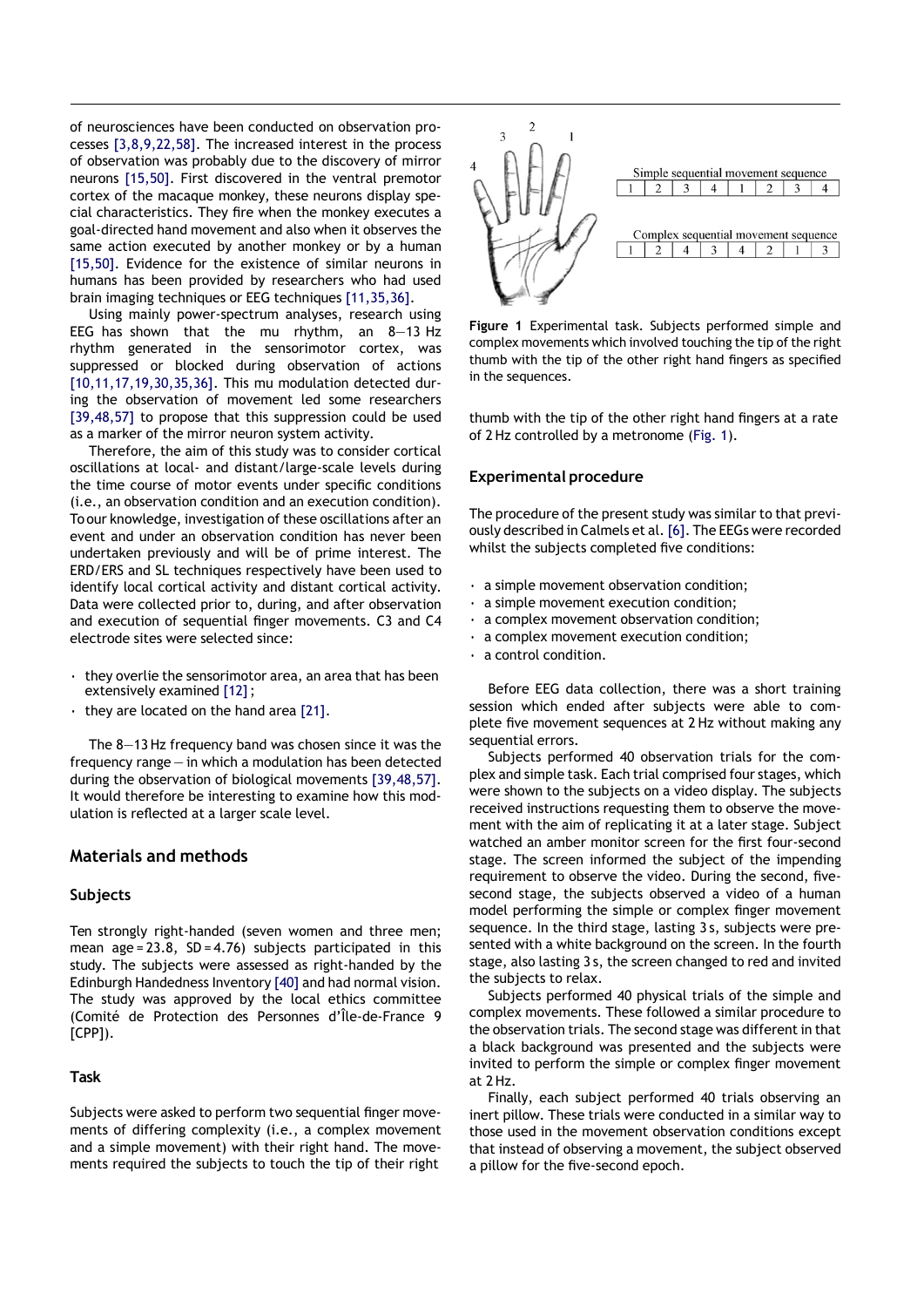of neurosciences have been conducted on observation processes [3,8,9,22,58]. The increased interest in the process of observation was probably due to the discovery of mirror neurons [15,50]. First discovered in the ventral premotor cortex of the macaque monkey, these neurons display special characteristics. They fire when the monkey executes a goal-directed hand movement and also when it observes the same action executed by another monkey or by a human [15,50]. Evidence for the existence of similar neurons in humans has been provided by researchers who had used brain imaging techniques or EEG techniques [11,35,36].

Using mainly power-spectrum analyses, research using EEG has shown that the mu rhythm, an 8—13 Hz rhythm generated in the sensorimotor cortex, was suppressed or blocked during observation of actions [10,11,17,19,30,35,36]. This mu modulation detected during the observation of movement led some researchers [39,48,57] to propose that this suppression could be used as a marker of the mirror neuron system activity.

Therefore, the aim of this study was to consider cortical oscillations at local- and distant/large-scale levels during the time course of motor events under specific conditions (i.e., an observation condition and an execution condition). To our knowledge, investigation of these oscillations after an event and under an observation condition has never been undertaken previously and will be of prime interest. The ERD/ERS and SL techniques respectively have been used to identify local cortical activity and distant cortical activity. Data were collected prior to, during, and after observation and execution of sequential finger movements. C3 and C4 electrode sites were selected since:

- they overlie the sensorimotor area, an area that has been extensively examined [12];
- they are located on the hand area [21].

The 8—13 Hz frequency band was chosen since it was the frequency range — in which a modulation has been detected during the observation of biological movements [39,48,57]. It would therefore be interesting to examine how this modulation is reflected at a larger scale level.

## Materials and methods

### Subjects

Ten strongly right-handed (seven women and three men; mean age = 23.8, SD = 4.76) subjects participated in this study. The subjects were assessed as right-handed by the Edinburgh Handedness Inventory [40] and had normal vision. The study was approved by the local ethics committee (Comité de Protection des Personnes d'Île-de-France 9 [CPP]).

### Task

Subjects were asked to perform two sequential finger movements of differing complexity (i.e., a complex movement and a simple movement) with their right hand. The movements required the subjects to touch the tip of their right thumb with the tip of the other right hand fingers at a rate of 2 Hz controlled by a metronome (Fig. 1).

Simple sequential movement sequence

| 1 | 2 | 3 | 4 | 1 | 2 | 3 | 4 |
|---|---|---|---|---|---|---|---|

Complex sequential movement sequence

| 1 | 2 | 4 | 3 | 4 | 2 | 1 | 3 |
|---|---|---|---|---|---|---|---|

**Figure 1** Experimental task. Subjects performed simple and complex movements which involved touching the tip of the right thumb with the tip of the other right hand fingers as specified in the sequences.

### Experimental procedure

The procedure of the present study was similar to that previously described in Calmels et al. [6]. The EEGs were recorded whilst the subjects completed five conditions:

- a simple movement observation condition;
- a simple movement execution condition;
- a complex movement observation condition;
- a complex movement execution condition;
- a control condition.

Before EEG data collection, there was a short training session which ended after subjects were able to complete five movement sequences at 2 Hz without making any sequential errors.

Subjects performed 40 observation trials for the complex and simple task. Each trial comprised four stages, which were shown to the subjects on a video display. The subjects received instructions requesting them to observe the movement with the aim of replicating it at a later stage. Subject watched an amber monitor screen for the first four-second stage. The screen informed the subject of the impending requirement to observe the video. During the second, five-second stage, the subjects observed a video of a human model performing the simple or complex finger movement sequence. In the third stage, lasting 3 s, subjects were presented with a white background on the screen. In the fourth stage, also lasting 3 s, the screen changed to red and invited the subjects to relax.

Subjects performed 40 physical trials of the simple and complex movements. These followed a similar procedure to the observation trials. The second stage was different in that a black background was presented and the subjects were invited to perform the simple or complex finger movement at 2 Hz.

Finally, each subject performed 40 trials observing an inert pillow. These trials were conducted in a similar way to those used in the movement observation conditions except that instead of observing a movement, the subject observed a pillow for the five-second epoch.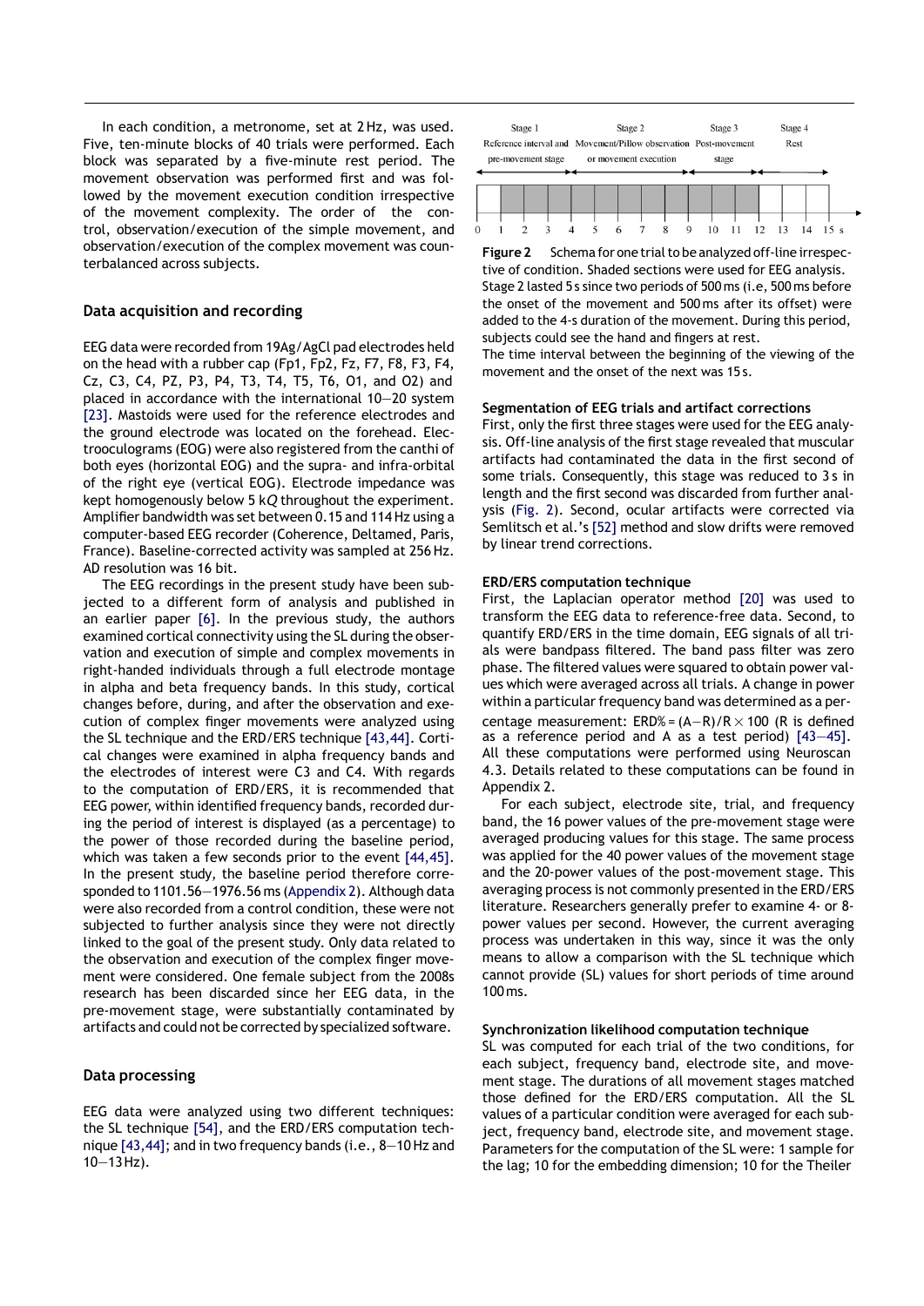In each condition, a metronome, set at 2 Hz, was used. Five, ten-minute blocks of 40 trials were performed. Each block was separated by a five-minute rest period. The movement observation was performed first and was followed by the movement execution condition irrespective of the movement complexity. The order of the control, observation/execution of the simple movement, and observation/execution of the complex movement was counterbalanced across subjects.

## Data acquisition and recording

EEG data were recorded from 19Ag/AgCl pad electrodes held on the head with a rubber cap (Fp1, Fp2, Fz, F7, F8, F3, F4, Cz, C3, C4, PZ, P3, P4, T3, T4, T5, T6, O1, and O2) and placed in accordance with the international 10—20 system [23]. Mastoids were used for the reference electrodes and the ground electrode was located on the forehead. Electrooculograms (EOG) were also registered from the canthi of both eyes (horizontal EOG) and the supra- and infra-orbital of the right eye (vertical EOG). Electrode impedance was kept homogenously below 5 k$\Omega$ throughout the experiment. Amplifier bandwidth was set between 0.15 and 114 Hz using a computer-based EEG recorder (Coherence, Deltamed, Paris, France). Baseline-corrected activity was sampled at 256 Hz. AD resolution was 16 bit.

The EEG recordings in the present study have been subjected to a different form of analysis and published in an earlier paper [6]. In the previous study, the authors examined cortical connectivity using the SL during the observation and execution of simple and complex movements in right-handed individuals through a full electrode montage in alpha and beta frequency bands. In this study, cortical changes before, during, and after the observation and execution of complex finger movements were analyzed using the SL technique and the ERD/ERS technique [43,44]. Cortical changes were examined in alpha frequency bands and the electrodes of interest were C3 and C4. With regards to the computation of ERD/ERS, it is recommended that EEG power, within identified frequency bands, recorded during the period of interest is displayed (as a percentage) to the power of those recorded during the baseline period, which was taken a few seconds prior to the event [44,45]. In the present study, the baseline period therefore corresponded to 1101.56—1976.56 ms (Appendix 2). Although data were also recorded from a control condition, these were not subjected to further analysis since they were not directly linked to the goal of the present study. Only data related to the observation and execution of the complex finger movement were considered. One female subject from the 2008s research has been discarded since her EEG data, in the pre-movement stage, were substantially contaminated by artifacts and could not be corrected by specialized software.

## Data processing

EEG data were analyzed using two different techniques: the SL technique [54], and the ERD/ERS computation technique [43,44]; and in two frequency bands (i.e., 8—10 Hz and 10—13 Hz).

**Figure 2** Schema for one trial to be analyzed off-line irrespective of condition. Shaded sections were used for EEG analysis. Stage 2 lasted 5 s since two periods of 500 ms (i.e, 500 ms before the onset of the movement and 500 ms after its offset) were added to the 4-s duration of the movement. During this period, subjects could see the hand and fingers at rest.
The time interval between the beginning of the viewing of the movement and the onset of the next was 15 s.

### Segmentation of EEG trials and artifact corrections

First, only the first three stages were used for the EEG analysis. Off-line analysis of the first stage revealed that muscular artifacts had contaminated the data in the first second of some trials. Consequently, this stage was reduced to 3 s in length and the first second was discarded from further analysis (Fig. 2). Second, ocular artifacts were corrected via Semlitsch et al.'s [52] method and slow drifts were removed by linear trend corrections.

### ERD/ERS computation technique

First, the Laplacian operator method [20] was used to transform the EEG data to reference-free data. Second, to quantify ERD/ERS in the time domain, EEG signals of all trials were bandpass filtered. The band pass filter was zero phase. The filtered values were squared to obtain power values which were averaged across all trials. A change in power within a particular frequency band was determined as a percentage measurement: $\text{ERD\%} = (A-R)/R \times 100$ (R is defined as a reference period and A as a test period) [43—45]. All these computations were performed using Neuroscan 4.3. Details related to these computations can be found in Appendix 2.

For each subject, electrode site, trial, and frequency band, the 16 power values of the pre-movement stage were averaged producing values for this stage. The same process was applied for the 40 power values of the movement stage and the 20-power values of the post-movement stage. This averaging process is not commonly presented in the ERD/ERS literature. Researchers generally prefer to examine 4- or 8-power values per second. However, the current averaging process was undertaken in this way, since it was the only means to allow a comparison with the SL technique which cannot provide (SL) values for short periods of time around 100 ms.

### Synchronization likelihood computation technique

SL was computed for each trial of the two conditions, for each subject, frequency band, electrode site, and movement stage. The durations of all movement stages matched those defined for the ERD/ERS computation. All the SL values of a particular condition were averaged for each subject, frequency band, electrode site, and movement stage. Parameters for the computation of the SL were: 1 sample for the lag; 10 for the embedding dimension; 10 for the Theiler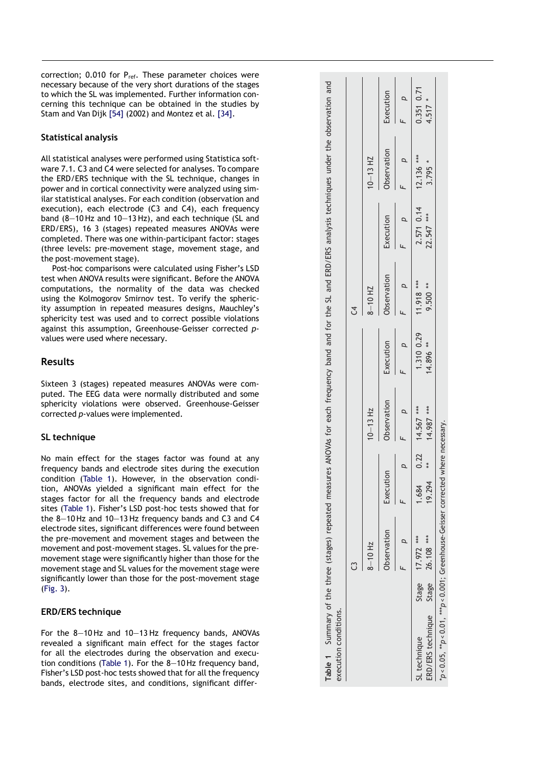correction; 0.010 for $P_{ref}$. These parameter choices were necessary because of the very short durations of the stages to which the SL was implemented. Further information concerning this technique can be obtained in the studies by Stam and Van Dijk [54] (2002) and Montez et al. [34].

## Statistical analysis

All statistical analyses were performed using Statistica software 7.1. C3 and C4 were selected for analyses. To compare the ERD/ERS technique with the SL technique, changes in power and in cortical connectivity were analyzed using similar statistical analyses. For each condition (observation and execution), each electrode (C3 and C4), each frequency band (8—10 Hz and 10—13 Hz), and each technique (SL and ERD/ERS), 16 3 (stages) repeated measures ANOVAs were completed. There was one within-participant factor: stages (three levels: pre-movement stage, movement stage, and the post-movement stage).

Post-hoc comparisons were calculated using Fisher's LSD test when ANOVA results were significant. Before the ANOVA computations, the normality of the data was checked using the Kolmogorov Smirnov test. To verify the sphericity assumption in repeated measures designs, Mauchley's sphericity test was used and to correct possible violations against this assumption, Greenhouse-Geisser corrected *p*-values were used where necessary.

# Results

Sixteen 3 (stages) repeated measures ANOVAs were computed. The EEG data were normally distributed and some sphericity violations were observed. Greenhouse-Geisser corrected *p*-values were implemented.

## SL technique

No main effect for the stages factor was found at any frequency bands and electrode sites during the execution condition (Table 1). However, in the observation condition, ANOVAs yielded a significant main effect for the stages factor for all the frequency bands and electrode sites (Table 1). Fisher's LSD post-hoc tests showed that for the 8—10 Hz and 10—13 Hz frequency bands and C3 and C4 electrode sites, significant differences were found between the pre-movement and movement stages and between the movement and post-movement stages. SL values for the pre-movement stage were significantly higher than those for the movement stage and SL values for the movement stage were significantly lower than those for the post-movement stage (Fig. 3).

## ERD/ERS technique

For the 8—10 Hz and 10—13 Hz frequency bands, ANOVAs revealed a significant main effect for the stages factor for all the electrodes during the observation and execution conditions (Table 1). For the 8—10 Hz frequency band, Fisher's LSD post-hoc tests showed that for all the frequency bands, electrode sites, and conditions, significant differ-

**Table 1** Summary of the three (stages) repeated measures ANOVAs for each frequency band and for the SL and ERD/ERS analysis techniques under the observation and execution conditions.

| | | C3 | | | | | | | | C4 | | | | | | | |
|---|---|---|---|---|---|---|---|---|---|---|---|---|---|---|---|---|---|
| | | 8—10 Hz | | | | 10—13 Hz | | | | 8—10 HZ | | | | 10—13 HZ | | | |
| | | Observation | | Execution | | Observation | | Execution | | Observation | | Execution | | Observation | | Execution | |
| | | *F* | *p* | *F* | *p* | *F* | *p* | *F* | *p* | *F* | *p* | *F* | *p* | *F* | *p* | *F* | *p* |
| SL technique | Stage | 17.972 | *** | 1.684 | 0.22 | 14.567 | *** | 1.310 | 0.29 | 11.918 | *** | 2.571 | 0.14 | 12.136 | *** | 0.351 | 0.71 |
| ERD/ERS technique | Stage | 26.108 | *** | 19.294 | ** | 14.987 | *** | 14.896 | ** | 9.500 | ** | 22.547 | *** | 3.795 | * | 4.517 | * |

*$p < 0.05$, **$p < 0.01$, ***$p < 0.001$; Greenhouse-Geisser corrected where necessary.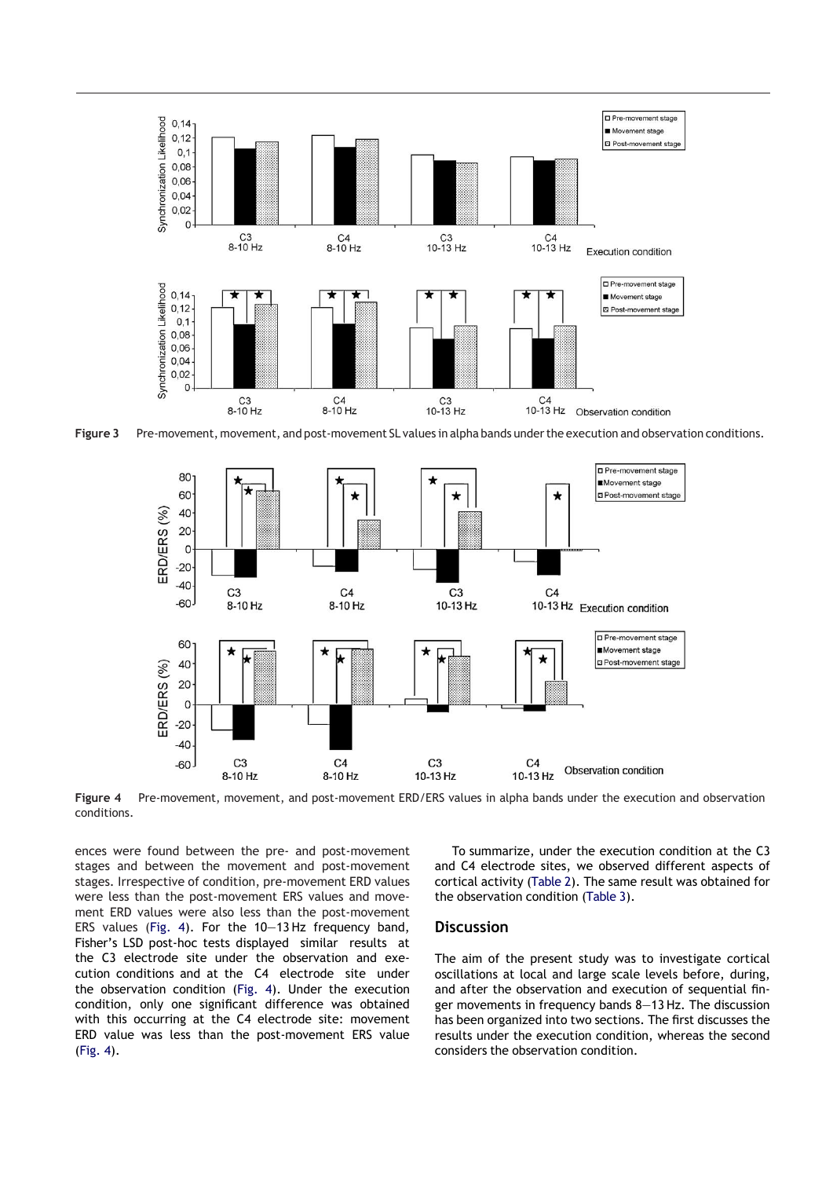Figure 3 Pre-movement, movement, and post-movement SL values in alpha bands under the execution and observation conditions.

Figure 4 Pre-movement, movement, and post-movement ERD/ERS values in alpha bands under the execution and observation conditions.

ences were found between the pre- and post-movement stages and between the movement and post-movement stages. Irrespective of condition, pre-movement ERD values were less than the post-movement ERS values and movement ERD values were also less than the post-movement ERS values (Fig. 4). For the 10—13 Hz frequency band, Fisher's LSD post-hoc tests displayed similar results at the C3 electrode site under the observation and execution conditions and at the C4 electrode site under the observation condition (Fig. 4). Under the execution condition, only one significant difference was obtained with this occurring at the C4 electrode site: movement ERD value was less than the post-movement ERS value (Fig. 4).

To summarize, under the execution condition at the C3 and C4 electrode sites, we observed different aspects of cortical activity (Table 2). The same result was obtained for the observation condition (Table 3).

## Discussion

The aim of the present study was to investigate cortical oscillations at local and large scale levels before, during, and after the observation and execution of sequential finger movements in frequency bands 8—13 Hz. The discussion has been organized into two sections. The first discusses the results under the execution condition, whereas the second considers the observation condition.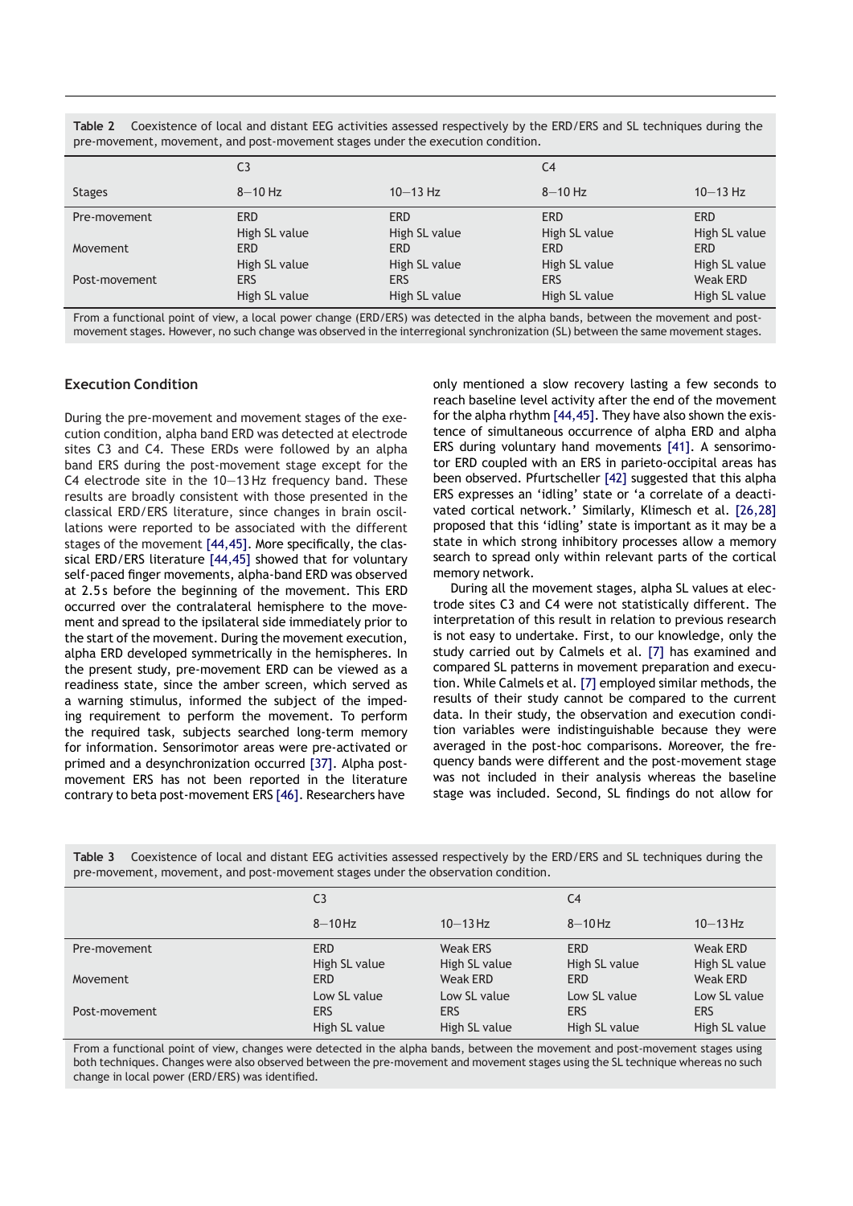**Table 2** Coexistence of local and distant EEG activities assessed respectively by the ERD/ERS and SL techniques during the pre-movement, movement, and post-movement stages under the execution condition.

| | C3 | | C4 | |
|---|---|---|---|---|
| Stages | 8–10 Hz | 10–13 Hz | 8–10 Hz | 10–13 Hz |
| Pre-movement | ERD<br>High SL value | ERD<br>High SL value | ERD<br>High SL value | ERD<br>High SL value |
| Movement | ERD<br>High SL value | ERD<br>High SL value | ERD<br>High SL value | ERD<br>High SL value |
| Post-movement | ERS<br>High SL value | ERS<br>High SL value | ERS<br>High SL value | Weak ERD<br>High SL value |

From a functional point of view, a local power change (ERD/ERS) was detected in the alpha bands, between the movement and post-movement stages. However, no such change was observed in the interregional synchronization (SL) between the same movement stages.

## Execution Condition

During the pre-movement and movement stages of the execution condition, alpha band ERD was detected at electrode sites C3 and C4. These ERDs were followed by an alpha band ERS during the post-movement stage except for the C4 electrode site in the 10–13 Hz frequency band. These results are broadly consistent with those presented in the classical ERD/ERS literature, since changes in brain oscillations were reported to be associated with the different stages of the movement [44,45]. More specifically, the classical ERD/ERS literature [44,45] showed that for voluntary self-paced finger movements, alpha-band ERD was observed at 2.5 s before the beginning of the movement. This ERD occurred over the contralateral hemisphere to the movement and spread to the ipsilateral side immediately prior to the start of the movement. During the movement execution, alpha ERD developed symmetrically in the hemispheres. In the present study, pre-movement ERD can be viewed as a readiness state, since the amber screen, which served as a warning stimulus, informed the subject of the impeding requirement to perform the movement. To perform the required task, subjects searched long-term memory for information. Sensorimotor areas were pre-activated or primed and a desynchronization occurred [37]. Alpha post-movement ERS has not been reported in the literature contrary to beta post-movement ERS [46]. Researchers have only mentioned a slow recovery lasting a few seconds to reach baseline level activity after the end of the movement for the alpha rhythm [44,45]. They have also shown the existence of simultaneous occurrence of alpha ERD and alpha ERS during voluntary hand movements [41]. A sensorimotor ERD coupled with an ERS in parieto-occipital areas has been observed. Pfurtscheller [42] suggested that this alpha ERS expresses an 'idling' state or 'a correlate of a deactivated cortical network.' Similarly, Klimesch et al. [26,28] proposed that this 'idling' state is important as it may be a state in which strong inhibitory processes allow a memory search to spread only within relevant parts of the cortical memory network.

During all the movement stages, alpha SL values at electrode sites C3 and C4 were not statistically different. The interpretation of this result in relation to previous research is not easy to undertake. First, to our knowledge, only the study carried out by Calmels et al. [7] has examined and compared SL patterns in movement preparation and execution. While Calmels et al. [7] employed similar methods, the results of their study cannot be compared to the current data. In their study, the observation and execution condition variables were indistinguishable because they were averaged in the post-hoc comparisons. Moreover, the frequency bands were different and the post-movement stage was not included in their analysis whereas the baseline stage was included. Second, SL findings do not allow for

**Table 3** Coexistence of local and distant EEG activities assessed respectively by the ERD/ERS and SL techniques during the pre-movement, movement, and post-movement stages under the observation condition.

| | C3 | | C4 | |
|---|---|---|---|---|
| | 8–10 Hz | 10–13 Hz | 8–10 Hz | 10–13 Hz |
| Pre-movement | ERD<br>High SL value | Weak ERS<br>High SL value | ERD<br>High SL value | Weak ERD<br>High SL value |
| Movement | ERD<br>Low SL value | Weak ERD<br>Low SL value | ERD<br>Low SL value | Weak ERD<br>Low SL value |
| Post-movement | ERS<br>High SL value | ERS<br>High SL value | ERS<br>High SL value | ERS<br>High SL value |

From a functional point of view, changes were detected in the alpha bands, between the movement and post-movement stages using both techniques. Changes were also observed between the pre-movement and movement stages using the SL technique whereas no such change in local power (ERD/ERS) was identified.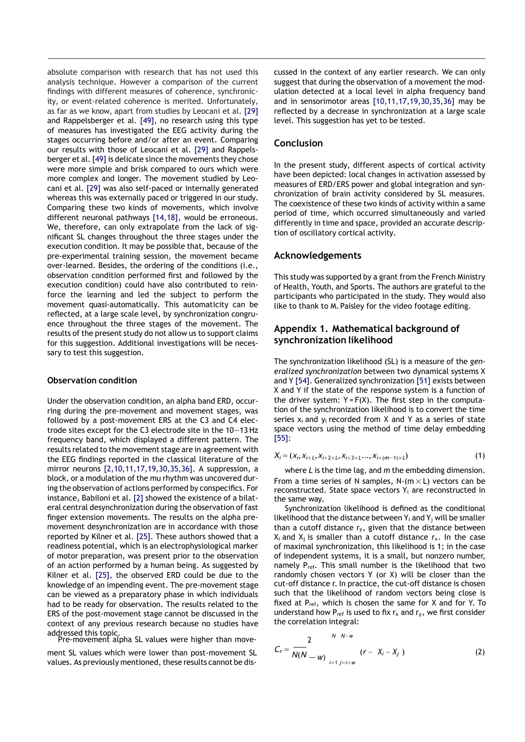absolute comparison with research that has not used this analysis technique. However a comparison of the current findings with different measures of coherence, synchronicity, or event-related coherence is merited. Unfortunately, as far as we know, apart from studies by Leocani et al. [29] and Rappelsberger et al. [49], no research using this type of measures has investigated the EEG activity during the stages occurring before and/or after an event. Comparing our results with those of Leocani et al. [29] and Rappelsberger et al. [49] is delicate since the movements they chose were more simple and brisk compared to ours which were more complex and longer. The movement studied by Leocani et al. [29] was also self-paced or internally generated whereas this was externally paced or triggered in our study. Comparing these two kinds of movements, which involve different neuronal pathways [14,18], would be erroneous. We, therefore, can only extrapolate from the lack of significant SL changes throughout the three stages under the execution condition. It may be possible that, because of the pre-experimental training session, the movement became over-learned. Besides, the ordering of the conditions (i.e., observation condition performed first and followed by the execution condition) could have also contributed to reinforce the learning and led the subject to perform the movement quasi-automatically. This automaticity can be reflected, at a large scale level, by synchronization congruence throughout the three stages of the movement. The results of the present study do not allow us to support claims for this suggestion. Additional investigations will be necessary to test this suggestion.

### Observation condition

Under the observation condition, an alpha band ERD, occurring during the pre-movement and movement stages, was followed by a post-movement ERS at the C3 and C4 electrode sites except for the C3 electrode site in the 10—13 Hz frequency band, which displayed a different pattern. The results related to the movement stage are in agreement with the EEG findings reported in the classical literature of the mirror neurons [2,10,11,17,19,30,35,36]. A suppression, a block, or a modulation of the mu rhythm was uncovered during the observation of actions performed by conspecifics. For instance, Babiloni et al. [2] showed the existence of a bilateral central desynchronization during the observation of fast finger extension movements. The results on the alpha pre-movement desynchronization are in accordance with those reported by Kilner et al. [25]. These authors showed that a readiness potential, which is an electrophysiological marker of motor preparation, was present prior to the observation of an action performed by a human being. As suggested by Kilner et al. [25], the observed ERD could be due to the knowledge of an impending event. The pre-movement stage can be viewed as a preparatory phase in which individuals had to be ready for observation. The results related to the ERS of the post-movement stage cannot be discussed in the context of any previous research because no studies have addressed this topic.

Pre-movement alpha SL values were higher than movement SL values which were lower than post-movement SL values. As previously mentioned, these results cannot be discussed in the context of any earlier research. We can only suggest that during the observation of a movement the modulation detected at a local level in alpha frequency band and in sensorimotor areas [10,11,17,19,30,35,36] may be reflected by a decrease in synchronization at a large scale level. This suggestion has yet to be tested.

## Conclusion

In the present study, different aspects of cortical activity have been depicted: local changes in activation assessed by measures of ERD/ERS power and global integration and synchronization of brain activity considered by SL measures. The coexistence of these two kinds of activity within a same period of time, which occurred simultaneously and varied differently in time and space, provided an accurate description of oscillatory cortical activity.

## Acknowledgements

This study was supported by a grant from the French Ministry of Health, Youth, and Sports. The authors are grateful to the participants who participated in the study. They would also like to thank to M. Paisley for the video footage editing.

## Appendix 1. Mathematical background of synchronization likelihood

The synchronization likelihood (SL) is a measure of the *generalized synchronization* between two dynamical systems X and Y [54]. Generalized synchronization [51] exists between X and Y if the state of the response system is a function of the driver system: $Y = F(X)$. The first step in the computation of the synchronization likelihood is to convert the time series $x_i$ and $y_i$ recorded from X and Y as a series of state space vectors using the method of time delay embedding [55]:

$$X_i = (x_i, x_{i+L}, x_{i+2\times L}, x_{i+3\times L} \ldots, x_{i+(m-1)\times L}) \tag{1}$$

where $L$ is the time lag, and $m$ the embedding dimension. From a time series of N samples, $N-(m \times L)$ vectors can be reconstructed. State space vectors $Y_i$ are reconstructed in the same way.

Synchronization likelihood is defined as the conditional likelihood that the distance between $Y_i$ and $Y_j$ will be smaller than a cutoff distance $r_y$, given that the distance between $X_i$ and $X_j$ is smaller than a cutoff distance $r_x$. In the case of maximal synchronization, this likelihood is 1; in the case of independent systems, it is a small, but nonzero number, namely $P_{ref}$. This small number is the likelihood that two randomly chosen vectors Y (or X) will be closer than the cut-off distance r. In practice, the cut-off distance is chosen such that the likelihood of random vectors being close is fixed at $P_{ref}$, which is chosen the same for X and for Y. To understand how $P_{ref}$ is used to fix $r_x$ and $r_y$, we first consider the correlation integral:

$$C_r = \frac{2}{N(N-w)} \sum_{i=1}^{N} \sum_{j=i+w}^{N-w} \theta(r - |X_i - X_j|) \tag{2}$$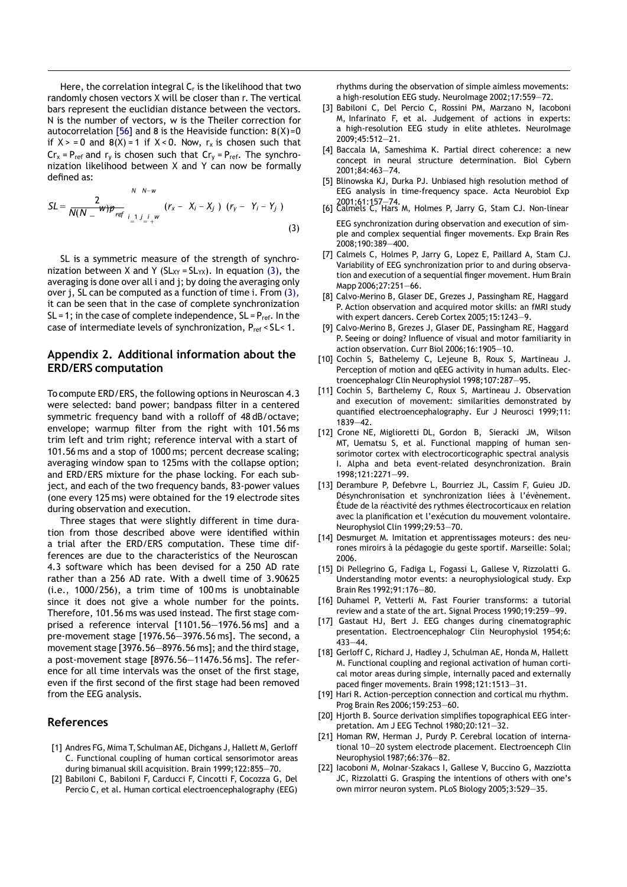Here, the correlation integral $C_r$ is the likelihood that two randomly chosen vectors X will be closer than r. The vertical bars represent the euclidian distance between the vectors. N is the number of vectors, w is the Theiler correction for autocorrelation [56] and θ is the Heaviside function: $\theta(X)=0$ if $X >= 0$ and $\theta(X)=1$ if $X < 0$. Now, $r_x$ is chosen such that $Cr_x = P_{ref}$ and $r_y$ is chosen such that $Cr_y = P_{ref}$. The synchronization likelihood between X and Y can now be formally defined as:

$$SL = \frac{2}{N(N-w)P_{ref}} \sum_{i=1}^{N} \sum_{j=i+w}^{N-w} \theta(r_x - |X_i - X_j|)\, \theta(r_y - |Y_i - Y_j|) \tag{3}$$

SL is a symmetric measure of the strength of synchronization between X and Y ($SL_{XY} = SL_{YX}$). In equation (3), the averaging is done over all i and j; by doing the averaging only over j, SL can be computed as a function of time i. From (3), it can be seen that in the case of complete synchronization SL = 1; in the case of complete independence, $SL = P_{ref}$. In the case of intermediate levels of synchronization, $P_{ref} < SL < 1$.

## Appendix 2. Additional information about the ERD/ERS computation

To compute ERD/ERS, the following options in Neuroscan 4.3 were selected: band power; bandpass filter in a centered symmetric frequency band with a rolloff of 48 dB/octave; envelope; warmup filter from the right with 101.56 ms trim left and trim right; reference interval with a start of 101.56 ms and a stop of 1000 ms; percent decrease scaling; averaging window span to 125ms with the collapse option; and ERD/ERS mixture for the phase locking. For each subject, and each of the two frequency bands, 83-power values (one every 125 ms) were obtained for the 19 electrode sites during observation and execution.

Three stages that were slightly different in time duration from those described above were identified within a trial after the ERD/ERS computation. These time differences are due to the characteristics of the Neuroscan 4.3 software which has been devised for a 250 AD rate rather than a 256 AD rate. With a dwell time of 3.90625 (i.e., 1000/256), a trim time of 100 ms is unobtainable since it does not give a whole number for the points. Therefore, 101.56 ms was used instead. The first stage comprised a reference interval [1101.56—1976.56 ms] and a pre-movement stage [1976.56—3976.56 ms]. The second, a movement stage [3976.56—8976.56 ms]; and the third stage, a post-movement stage [8976.56—11476.56 ms]. The reference for all time intervals was the onset of the first stage, even if the first second of the first stage had been removed from the EEG analysis.

## References

[1] Andres FG, Mima T, Schulman AE, Dichgans J, Hallett M, Gerloff C. Functional coupling of human cortical sensorimotor areas during bimanual skill acquisition. Brain 1999;122:855—70.

[2] Babiloni C, Babiloni F, Carducci F, Cincotti F, Cocozza G, Del Percio C, et al. Human cortical electroencephalography (EEG) rhythms during the observation of simple aimless movements: a high-resolution EEG study. NeuroImage 2002;17:559—72.

[3] Babiloni C, Del Percio C, Rossini PM, Marzano N, Iacoboni M, Infarinato F, et al. Judgement of actions in experts: a high-resolution EEG study in elite athletes. NeuroImage 2009;45:512—21.

[4] Baccala IA, Sameshima K. Partial direct coherence: a new concept in neural structure determination. Biol Cybern 2001;84:463—74.

[5] Blinowska KJ, Durka PJ. Unbiased high resolution method of EEG analysis in time-frequency space. Acta Neurobiol Exp 2001;61:157—74.

[6] Calmels C, Hars M, Holmes P, Jarry G, Stam CJ. Non-linear EEG synchronization during observation and execution of simple and complex sequential finger movements. Exp Brain Res 2008;190:389—400.

[7] Calmels C, Holmes P, Jarry G, Lopez E, Paillard A, Stam CJ. Variability of EEG synchronization prior to and during observation and execution of a sequential finger movement. Hum Brain Mapp 2006;27:251—66.

[8] Calvo-Merino B, Glaser DE, Grezes J, Passingham RE, Haggard P. Action observation and acquired motor skills: an fMRI study with expert dancers. Cereb Cortex 2005;15:1243—9.

[9] Calvo-Merino B, Grezes J, Glaser DE, Passingham RE, Haggard P. Seeing or doing? Influence of visual and motor familiarity in action observation. Curr Biol 2006;16:1905—10.

[10] Cochin S, Bathelemy C, Lejeune B, Roux S, Martineau J. Perception of motion and qEEG activity in human adults. Electroencephalogr Clin Neurophysiol 1998;107:287—95.

[11] Cochin S, Barthelemy C, Roux S, Martineau J. Observation and execution of movement: similarities demonstrated by quantified electroencephalography. Eur J Neurosci 1999;11: 1839—42.

[12] Crone NE, Miglioretti DL, Gordon B, Sieracki JM, Wilson MT, Uematsu S, et al. Functional mapping of human sensorimotor cortex with electrocorticographic spectral analysis I. Alpha and beta event-related desynchronization. Brain 1998;121:2271—99.

[13] Derambure P, Defebvre L, Bourriez JL, Cassim F, Guieu JD. Désynchronisation et synchronization liées à l'évènement. Étude de la réactivité des rythmes électrocorticaux en relation avec la planification et l'exécution du mouvement volontaire. Neurophysiol Clin 1999;29:53—70.

[14] Desmurget M. Imitation et apprentissages moteurs : des neurones miroirs à la pédagogie du geste sportif. Marseille: Solal; 2006.

[15] Di Pellegrino G, Fadiga L, Fogassi L, Gallese V, Rizzolatti G. Understanding motor events: a neurophysiological study. Exp Brain Res 1992;91:176—80.

[16] Duhamel P, Vetterli M. Fast Fourier transforms: a tutorial review and a state of the art. Signal Process 1990;19:259—99.

[17] Gastaut HJ, Bert J. EEG changes during cinematographic presentation. Electroencephalogr Clin Neurophysiol 1954;6: 433—44.

[18] Gerloff C, Richard J, Hadley J, Schulman AE, Honda M, Hallett M. Functional coupling and regional activation of human cortical motor areas during simple, internally paced and externally paced finger movements. Brain 1998;121:1513—31.

[19] Hari R. Action-perception connection and cortical mu rhythm. Prog Brain Res 2006;159:253—60.

[20] Hjorth B. Source derivation simplifies topographical EEG interpretation. Am J EEG Technol 1980;20:121—32.

[21] Homan RW, Herman J, Purdy P. Cerebral location of international 10—20 system electrode placement. Electroenceph Clin Neurophysiol 1987;66:376—82.

[22] Iacoboni M, Molnar-Szakacs I, Gallese V, Buccino G, Mazziotta JC, Rizzolatti G. Grasping the intentions of others with one's own mirror neuron system. PLoS Biology 2005;3:529—35.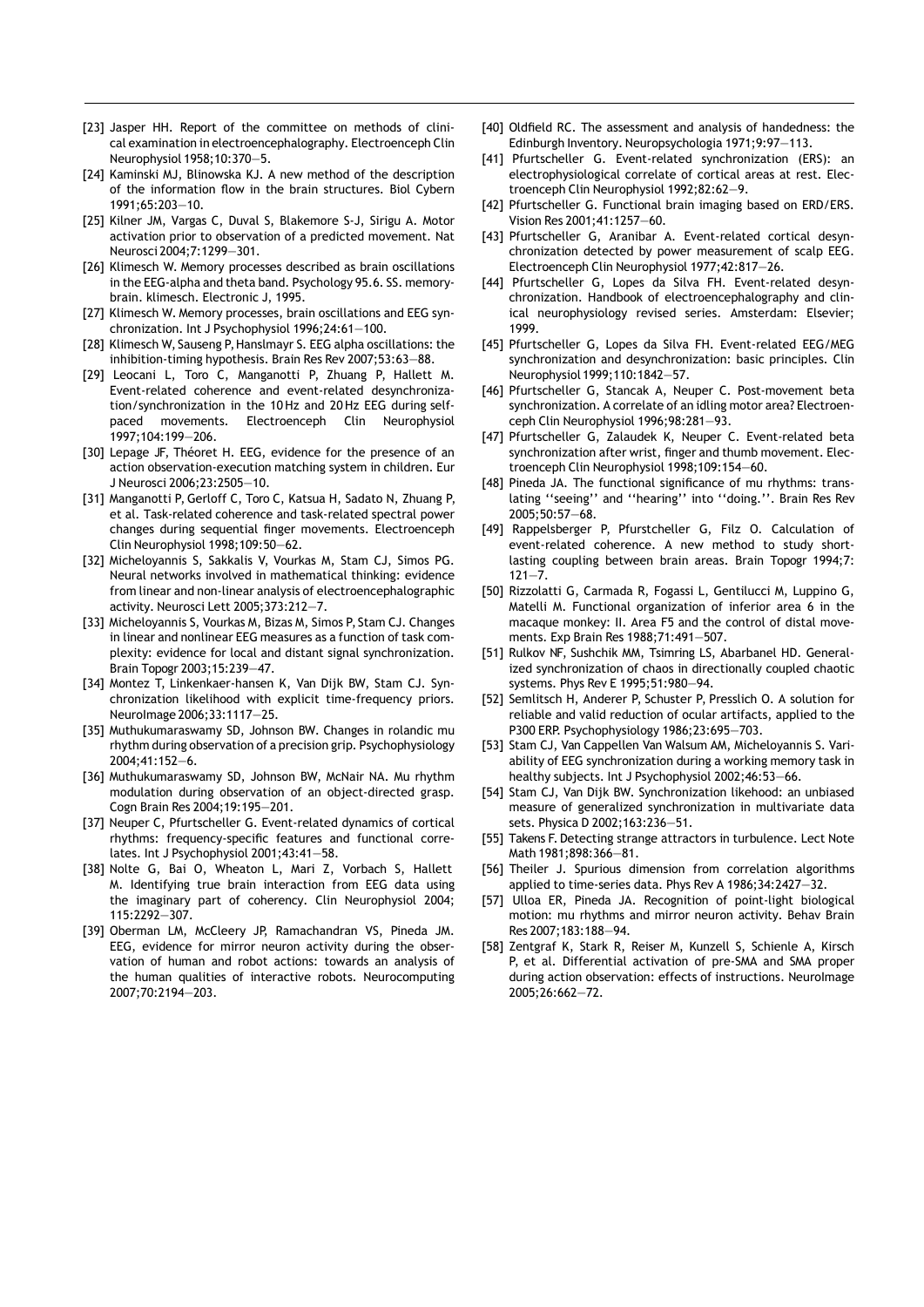[23] Jasper HH. Report of the committee on methods of clinical examination in electroencephalography. Electroenceph Clin Neurophysiol 1958;10:370—5.

[24] Kaminski MJ, Blinowska KJ. A new method of the description of the information flow in the brain structures. Biol Cybern 1991;65:203—10.

[25] Kilner JM, Vargas C, Duval S, Blakemore S-J, Sirigu A. Motor activation prior to observation of a predicted movement. Nat Neurosci 2004;7:1299—301.

[26] Klimesch W. Memory processes described as brain oscillations in the EEG-alpha and theta band. Psychology 95.6. SS. memory-brain. klimesch. Electronic J, 1995.

[27] Klimesch W. Memory processes, brain oscillations and EEG synchronization. Int J Psychophysiol 1996;24:61—100.

[28] Klimesch W, Sauseng P, Hanslmayr S. EEG alpha oscillations: the inhibition-timing hypothesis. Brain Res Rev 2007;53:63—88.

[29] Leocani L, Toro C, Manganotti P, Zhuang P, Hallett M. Event-related coherence and event-related desynchronization/synchronization in the 10 Hz and 20 Hz EEG during self-paced movements. Electroenceph Clin Neurophysiol 1997;104:199—206.

[30] Lepage JF, Théoret H. EEG, evidence for the presence of an action observation-execution matching system in children. Eur J Neurosci 2006;23:2505—10.

[31] Manganotti P, Gerloff C, Toro C, Katsua H, Sadato N, Zhuang P, et al. Task-related coherence and task-related spectral power changes during sequential finger movements. Electroenceph Clin Neurophysiol 1998;109:50—62.

[32] Micheloyannis S, Sakkalis V, Vourkas M, Stam CJ, Simos PG. Neural networks involved in mathematical thinking: evidence from linear and non-linear analysis of electroencephalographic activity. Neurosci Lett 2005;373:212—7.

[33] Micheloyannis S, Vourkas M, Bizas M, Simos P, Stam CJ. Changes in linear and nonlinear EEG measures as a function of task complexity: evidence for local and distant signal synchronization. Brain Topogr 2003;15:239—47.

[34] Montez T, Linkenkaer-hansen K, Van Dijk BW, Stam CJ. Synchronization likelihood with explicit time-frequency priors. NeuroImage 2006;33:1117—25.

[35] Muthukumaraswamy SD, Johnson BW. Changes in rolandic mu rhythm during observation of a precision grip. Psychophysiology 2004;41:152—6.

[36] Muthukumaraswamy SD, Johnson BW, McNair NA. Mu rhythm modulation during observation of an object-directed grasp. Cogn Brain Res 2004;19:195—201.

[37] Neuper C, Pfurtscheller G. Event-related dynamics of cortical rhythms: frequency-specific features and functional correlates. Int J Psychophysiol 2001;43:41—58.

[38] Nolte G, Bai O, Wheaton L, Mari Z, Vorbach S, Hallett M. Identifying true brain interaction from EEG data using the imaginary part of coherency. Clin Neurophysiol 2004; 115:2292—307.

[39] Oberman LM, McCleery JP, Ramachandran VS, Pineda JM. EEG, evidence for mirror neuron activity during the observation of human and robot actions: towards an analysis of the human qualities of interactive robots. Neurocomputing 2007;70:2194—203.

[40] Oldfield RC. The assessment and analysis of handedness: the Edinburgh Inventory. Neuropsychologia 1971;9:97—113.

[41] Pfurtscheller G. Event-related synchronization (ERS): an electrophysiological correlate of cortical areas at rest. Electroenceph Clin Neurophysiol 1992;82:62—9.

[42] Pfurtscheller G. Functional brain imaging based on ERD/ERS. Vision Res 2001;41:1257—60.

[43] Pfurtscheller G, Aranibar A. Event-related cortical desynchronization detected by power measurement of scalp EEG. Electroenceph Clin Neurophysiol 1977;42:817—26.

[44] Pfurtscheller G, Lopes da Silva FH. Event-related desynchronization. Handbook of electroencephalography and clinical neurophysiology revised series. Amsterdam: Elsevier; 1999.

[45] Pfurtscheller G, Lopes da Silva FH. Event-related EEG/MEG synchronization and desynchronization: basic principles. Clin Neurophysiol 1999;110:1842—57.

[46] Pfurtscheller G, Stancak A, Neuper C. Post-movement beta synchronization. A correlate of an idling motor area? Electroenceph Clin Neurophysiol 1996;98:281—93.

[47] Pfurtscheller G, Zalaudek K, Neuper C. Event-related beta synchronization after wrist, finger and thumb movement. Electroenceph Clin Neurophysiol 1998;109:154—60.

[48] Pineda JA. The functional significance of mu rhythms: translating ''seeing'' and ''hearing'' into ''doing.''. Brain Res Rev 2005;50:57—68.

[49] Rappelsberger P, Pfurstcheller G, Filz O. Calculation of event-related coherence. A new method to study short-lasting coupling between brain areas. Brain Topogr 1994;7: 121—7.

[50] Rizzolatti G, Carmada R, Fogassi L, Gentilucci M, Luppino G, Matelli M. Functional organization of inferior area 6 in the macaque monkey: II. Area F5 and the control of distal movements. Exp Brain Res 1988;71:491—507.

[51] Rulkov NF, Sushchik MM, Tsimring LS, Abarbanel HD. Generalized synchronization of chaos in directionally coupled chaotic systems. Phys Rev E 1995;51:980—94.

[52] Semlitsch H, Anderer P, Schuster P, Presslich O. A solution for reliable and valid reduction of ocular artifacts, applied to the P300 ERP. Psychophysiology 1986;23:695—703.

[53] Stam CJ, Van Cappellen Van Walsum AM, Micheloyannis S. Variability of EEG synchronization during a working memory task in healthy subjects. Int J Psychophysiol 2002;46:53—66.

[54] Stam CJ, Van Dijk BW. Synchronization likehood: an unbiased measure of generalized synchronization in multivariate data sets. Physica D 2002;163:236—51.

[55] Takens F. Detecting strange attractors in turbulence. Lect Note Math 1981;898:366—81.

[56] Theiler J. Spurious dimension from correlation algorithms applied to time-series data. Phys Rev A 1986;34:2427—32.

[57] Ulloa ER, Pineda JA. Recognition of point-light biological motion: mu rhythms and mirror neuron activity. Behav Brain Res 2007;183:188—94.

[58] Zentgraf K, Stark R, Reiser M, Kunzell S, Schienle A, Kirsch P, et al. Differential activation of pre-SMA and SMA proper during action observation: effects of instructions. NeuroImage 2005;26:662—72.